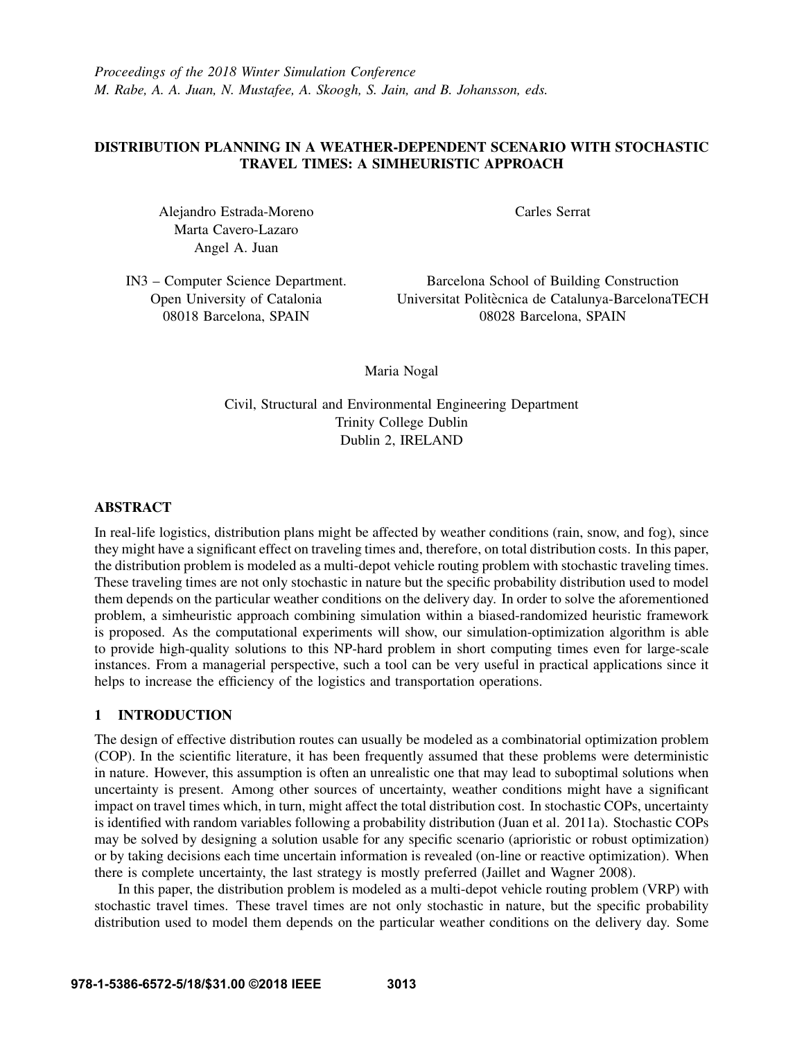*Proceedings of the 2018 Winter Simulation Conference*
*M. Rabe, A. A. Juan, N. Mustafee, A. Skoogh, S. Jain, and B. Johansson, eds.*

# DISTRIBUTION PLANNING IN A WEATHER-DEPENDENT SCENARIO WITH STOCHASTIC TRAVEL TIMES: A SIMHEURISTIC APPROACH

Alejandro Estrada-Moreno
Marta Cavero-Lazaro
Angel A. Juan

IN3 – Computer Science Department.
Open University of Catalonia
08018 Barcelona, SPAIN

Carles Serrat

Barcelona School of Building Construction
Universitat Politècnica de Catalunya-BarcelonaTECH
08028 Barcelona, SPAIN

Maria Nogal

Civil, Structural and Environmental Engineering Department
Trinity College Dublin
Dublin 2, IRELAND

## ABSTRACT

In real-life logistics, distribution plans might be affected by weather conditions (rain, snow, and fog), since they might have a significant effect on traveling times and, therefore, on total distribution costs. In this paper, the distribution problem is modeled as a multi-depot vehicle routing problem with stochastic traveling times. These traveling times are not only stochastic in nature but the specific probability distribution used to model them depends on the particular weather conditions on the delivery day. In order to solve the aforementioned problem, a simheuristic approach combining simulation within a biased-randomized heuristic framework is proposed. As the computational experiments will show, our simulation-optimization algorithm is able to provide high-quality solutions to this NP-hard problem in short computing times even for large-scale instances. From a managerial perspective, such a tool can be very useful in practical applications since it helps to increase the efficiency of the logistics and transportation operations.

## 1 INTRODUCTION

The design of effective distribution routes can usually be modeled as a combinatorial optimization problem (COP). In the scientific literature, it has been frequently assumed that these problems were deterministic in nature. However, this assumption is often an unrealistic one that may lead to suboptimal solutions when uncertainty is present. Among other sources of uncertainty, weather conditions might have a significant impact on travel times which, in turn, might affect the total distribution cost. In stochastic COPs, uncertainty is identified with random variables following a probability distribution (Juan et al. 2011a). Stochastic COPs may be solved by designing a solution usable for any specific scenario (aprioristic or robust optimization) or by taking decisions each time uncertain information is revealed (on-line or reactive optimization). When there is complete uncertainty, the last strategy is mostly preferred (Jaillet and Wagner 2008).

In this paper, the distribution problem is modeled as a multi-depot vehicle routing problem (VRP) with stochastic travel times. These travel times are not only stochastic in nature, but the specific probability distribution used to model them depends on the particular weather conditions on the delivery day. Some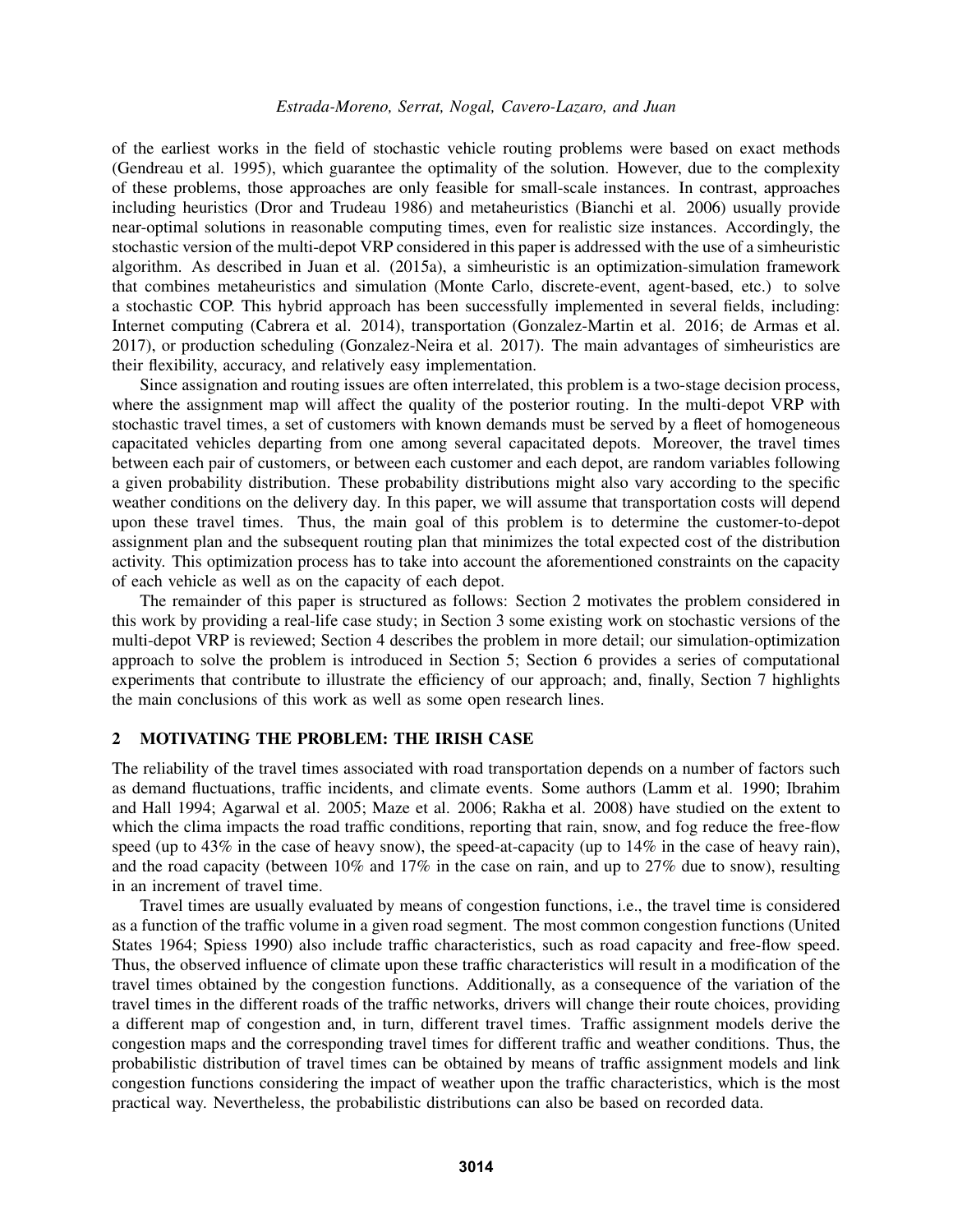of the earliest works in the field of stochastic vehicle routing problems were based on exact methods (Gendreau et al. 1995), which guarantee the optimality of the solution. However, due to the complexity of these problems, those approaches are only feasible for small-scale instances. In contrast, approaches including heuristics (Dror and Trudeau 1986) and metaheuristics (Bianchi et al. 2006) usually provide near-optimal solutions in reasonable computing times, even for realistic size instances. Accordingly, the stochastic version of the multi-depot VRP considered in this paper is addressed with the use of a simheuristic algorithm. As described in Juan et al. (2015a), a simheuristic is an optimization-simulation framework that combines metaheuristics and simulation (Monte Carlo, discrete-event, agent-based, etc.) to solve a stochastic COP. This hybrid approach has been successfully implemented in several fields, including: Internet computing (Cabrera et al. 2014), transportation (Gonzalez-Martin et al. 2016; de Armas et al. 2017), or production scheduling (Gonzalez-Neira et al. 2017). The main advantages of simheuristics are their flexibility, accuracy, and relatively easy implementation.

Since assignation and routing issues are often interrelated, this problem is a two-stage decision process, where the assignment map will affect the quality of the posterior routing. In the multi-depot VRP with stochastic travel times, a set of customers with known demands must be served by a fleet of homogeneous capacitated vehicles departing from one among several capacitated depots. Moreover, the travel times between each pair of customers, or between each customer and each depot, are random variables following a given probability distribution. These probability distributions might also vary according to the specific weather conditions on the delivery day. In this paper, we will assume that transportation costs will depend upon these travel times. Thus, the main goal of this problem is to determine the customer-to-depot assignment plan and the subsequent routing plan that minimizes the total expected cost of the distribution activity. This optimization process has to take into account the aforementioned constraints on the capacity of each vehicle as well as on the capacity of each depot.

The remainder of this paper is structured as follows: Section 2 motivates the problem considered in this work by providing a real-life case study; in Section 3 some existing work on stochastic versions of the multi-depot VRP is reviewed; Section 4 describes the problem in more detail; our simulation-optimization approach to solve the problem is introduced in Section 5; Section 6 provides a series of computational experiments that contribute to illustrate the efficiency of our approach; and, finally, Section 7 highlights the main conclusions of this work as well as some open research lines.

## 2 MOTIVATING THE PROBLEM: THE IRISH CASE

The reliability of the travel times associated with road transportation depends on a number of factors such as demand fluctuations, traffic incidents, and climate events. Some authors (Lamm et al. 1990; Ibrahim and Hall 1994; Agarwal et al. 2005; Maze et al. 2006; Rakha et al. 2008) have studied on the extent to which the clima impacts the road traffic conditions, reporting that rain, snow, and fog reduce the free-flow speed (up to 43% in the case of heavy snow), the speed-at-capacity (up to 14% in the case of heavy rain), and the road capacity (between 10% and 17% in the case on rain, and up to 27% due to snow), resulting in an increment of travel time.

Travel times are usually evaluated by means of congestion functions, i.e., the travel time is considered as a function of the traffic volume in a given road segment. The most common congestion functions (United States 1964; Spiess 1990) also include traffic characteristics, such as road capacity and free-flow speed. Thus, the observed influence of climate upon these traffic characteristics will result in a modification of the travel times obtained by the congestion functions. Additionally, as a consequence of the variation of the travel times in the different roads of the traffic networks, drivers will change their route choices, providing a different map of congestion and, in turn, different travel times. Traffic assignment models derive the congestion maps and the corresponding travel times for different traffic and weather conditions. Thus, the probabilistic distribution of travel times can be obtained by means of traffic assignment models and link congestion functions considering the impact of weather upon the traffic characteristics, which is the most practical way. Nevertheless, the probabilistic distributions can also be based on recorded data.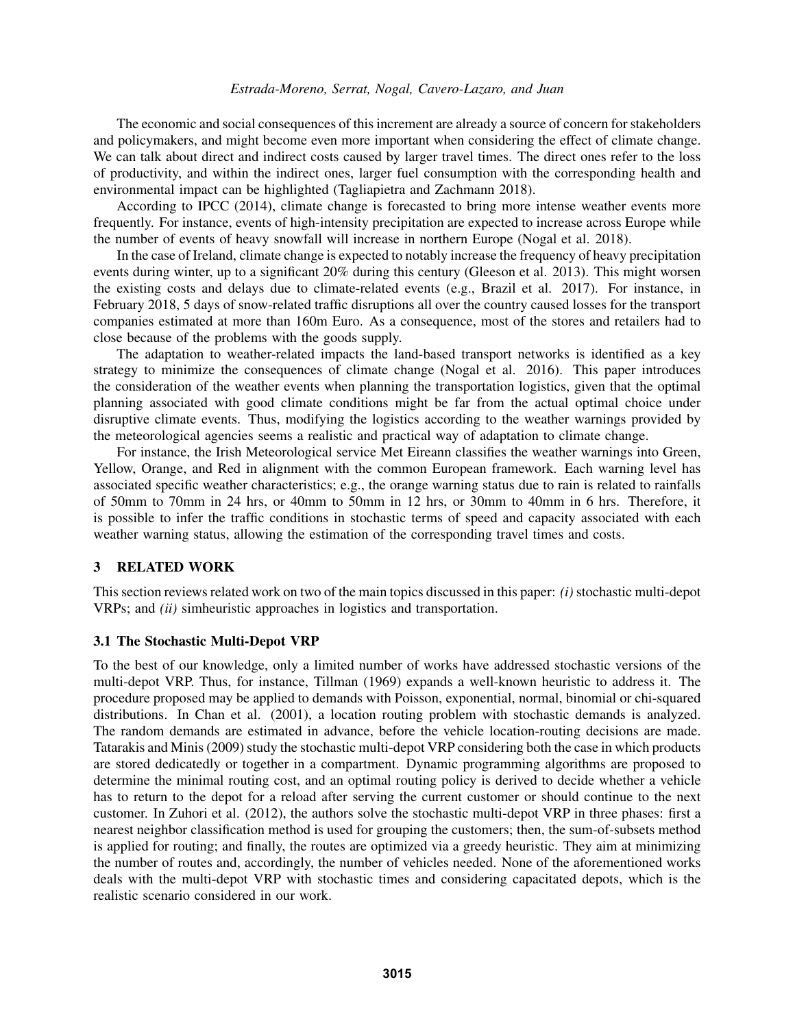The economic and social consequences of this increment are already a source of concern for stakeholders and policymakers, and might become even more important when considering the effect of climate change. We can talk about direct and indirect costs caused by larger travel times. The direct ones refer to the loss of productivity, and within the indirect ones, larger fuel consumption with the corresponding health and environmental impact can be highlighted (Tagliapietra and Zachmann 2018).

According to IPCC (2014), climate change is forecasted to bring more intense weather events more frequently. For instance, events of high-intensity precipitation are expected to increase across Europe while the number of events of heavy snowfall will increase in northern Europe (Nogal et al. 2018).

In the case of Ireland, climate change is expected to notably increase the frequency of heavy precipitation events during winter, up to a significant 20% during this century (Gleeson et al. 2013). This might worsen the existing costs and delays due to climate-related events (e.g., Brazil et al. 2017). For instance, in February 2018, 5 days of snow-related traffic disruptions all over the country caused losses for the transport companies estimated at more than 160m Euro. As a consequence, most of the stores and retailers had to close because of the problems with the goods supply.

The adaptation to weather-related impacts the land-based transport networks is identified as a key strategy to minimize the consequences of climate change (Nogal et al. 2016). This paper introduces the consideration of the weather events when planning the transportation logistics, given that the optimal planning associated with good climate conditions might be far from the actual optimal choice under disruptive climate events. Thus, modifying the logistics according to the weather warnings provided by the meteorological agencies seems a realistic and practical way of adaptation to climate change.

For instance, the Irish Meteorological service Met Eireann classifies the weather warnings into Green, Yellow, Orange, and Red in alignment with the common European framework. Each warning level has associated specific weather characteristics; e.g., the orange warning status due to rain is related to rainfalls of 50mm to 70mm in 24 hrs, or 40mm to 50mm in 12 hrs, or 30mm to 40mm in 6 hrs. Therefore, it is possible to infer the traffic conditions in stochastic terms of speed and capacity associated with each weather warning status, allowing the estimation of the corresponding travel times and costs.

## 3 RELATED WORK

This section reviews related work on two of the main topics discussed in this paper: *(i)* stochastic multi-depot VRPs; and *(ii)* simheuristic approaches in logistics and transportation.

### 3.1 The Stochastic Multi-Depot VRP

To the best of our knowledge, only a limited number of works have addressed stochastic versions of the multi-depot VRP. Thus, for instance, Tillman (1969) expands a well-known heuristic to address it. The procedure proposed may be applied to demands with Poisson, exponential, normal, binomial or chi-squared distributions. In Chan et al. (2001), a location routing problem with stochastic demands is analyzed. The random demands are estimated in advance, before the vehicle location-routing decisions are made. Tatarakis and Minis (2009) study the stochastic multi-depot VRP considering both the case in which products are stored dedicatedly or together in a compartment. Dynamic programming algorithms are proposed to determine the minimal routing cost, and an optimal routing policy is derived to decide whether a vehicle has to return to the depot for a reload after serving the current customer or should continue to the next customer. In Zuhori et al. (2012), the authors solve the stochastic multi-depot VRP in three phases: first a nearest neighbor classification method is used for grouping the customers; then, the sum-of-subsets method is applied for routing; and finally, the routes are optimized via a greedy heuristic. They aim at minimizing the number of routes and, accordingly, the number of vehicles needed. None of the aforementioned works deals with the multi-depot VRP with stochastic times and considering capacitated depots, which is the realistic scenario considered in our work.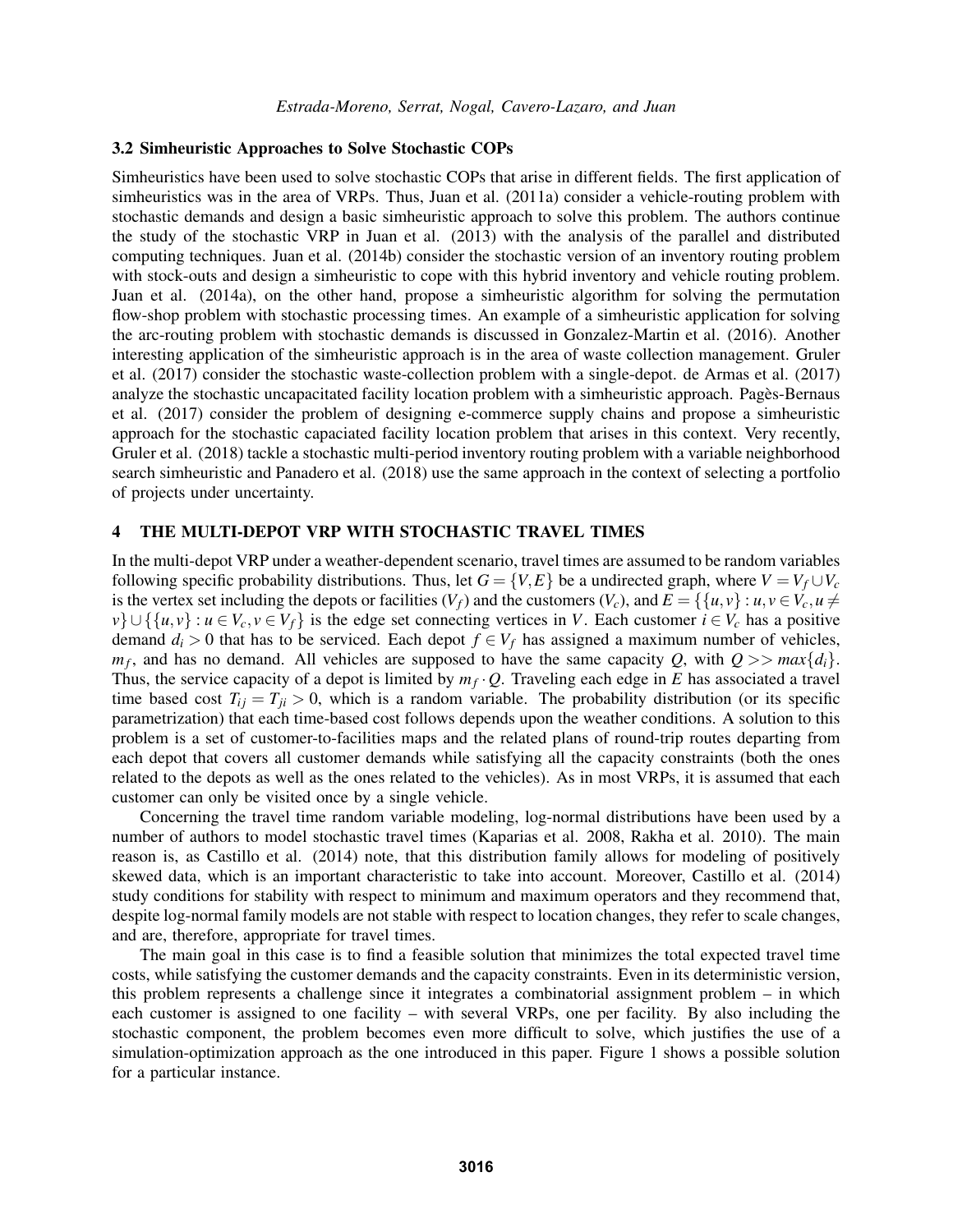### 3.2 Simheuristic Approaches to Solve Stochastic COPs

Simheuristics have been used to solve stochastic COPs that arise in different fields. The first application of simheuristics was in the area of VRPs. Thus, Juan et al. (2011a) consider a vehicle-routing problem with stochastic demands and design a basic simheuristic approach to solve this problem. The authors continue the study of the stochastic VRP in Juan et al. (2013) with the analysis of the parallel and distributed computing techniques. Juan et al. (2014b) consider the stochastic version of an inventory routing problem with stock-outs and design a simheuristic to cope with this hybrid inventory and vehicle routing problem. Juan et al. (2014a), on the other hand, propose a simheuristic algorithm for solving the permutation flow-shop problem with stochastic processing times. An example of a simheuristic application for solving the arc-routing problem with stochastic demands is discussed in Gonzalez-Martin et al. (2016). Another interesting application of the simheuristic approach is in the area of waste collection management. Gruler et al. (2017) consider the stochastic waste-collection problem with a single-depot. de Armas et al. (2017) analyze the stochastic uncapacitated facility location problem with a simheuristic approach. Pagès-Bernaus et al. (2017) consider the problem of designing e-commerce supply chains and propose a simheuristic approach for the stochastic capaciated facility location problem that arises in this context. Very recently, Gruler et al. (2018) tackle a stochastic multi-period inventory routing problem with a variable neighborhood search simheuristic and Panadero et al. (2018) use the same approach in the context of selecting a portfolio of projects under uncertainty.

## 4 THE MULTI-DEPOT VRP WITH STOCHASTIC TRAVEL TIMES

In the multi-depot VRP under a weather-dependent scenario, travel times are assumed to be random variables following specific probability distributions. Thus, let $G = \{V, E\}$ be a undirected graph, where $V = V_f \cup V_c$ is the vertex set including the depots or facilities ($V_f$) and the customers ($V_c$), and $E = \{\{u, v\} : u, v \in V_c, u \neq v\} \cup \{\{u, v\} : u \in V_c, v \in V_f\}$ is the edge set connecting vertices in $V$. Each customer $i \in V_c$ has a positive demand $d_i > 0$ that has to be serviced. Each depot $f \in V_f$ has assigned a maximum number of vehicles, $m_f$, and has no demand. All vehicles are supposed to have the same capacity $Q$, with $Q >> max\{d_i\}$. Thus, the service capacity of a depot is limited by $m_f \cdot Q$. Traveling each edge in $E$ has associated a travel time based cost $T_{ij} = T_{ji} > 0$, which is a random variable. The probability distribution (or its specific parametrization) that each time-based cost follows depends upon the weather conditions. A solution to this problem is a set of customer-to-facilities maps and the related plans of round-trip routes departing from each depot that covers all customer demands while satisfying all the capacity constraints (both the ones related to the depots as well as the ones related to the vehicles). As in most VRPs, it is assumed that each customer can only be visited once by a single vehicle.

Concerning the travel time random variable modeling, log-normal distributions have been used by a number of authors to model stochastic travel times (Kaparias et al. 2008, Rakha et al. 2010). The main reason is, as Castillo et al. (2014) note, that this distribution family allows for modeling of positively skewed data, which is an important characteristic to take into account. Moreover, Castillo et al. (2014) study conditions for stability with respect to minimum and maximum operators and they recommend that, despite log-normal family models are not stable with respect to location changes, they refer to scale changes, and are, therefore, appropriate for travel times.

The main goal in this case is to find a feasible solution that minimizes the total expected travel time costs, while satisfying the customer demands and the capacity constraints. Even in its deterministic version, this problem represents a challenge since it integrates a combinatorial assignment problem – in which each customer is assigned to one facility – with several VRPs, one per facility. By also including the stochastic component, the problem becomes even more difficult to solve, which justifies the use of a simulation-optimization approach as the one introduced in this paper. Figure 1 shows a possible solution for a particular instance.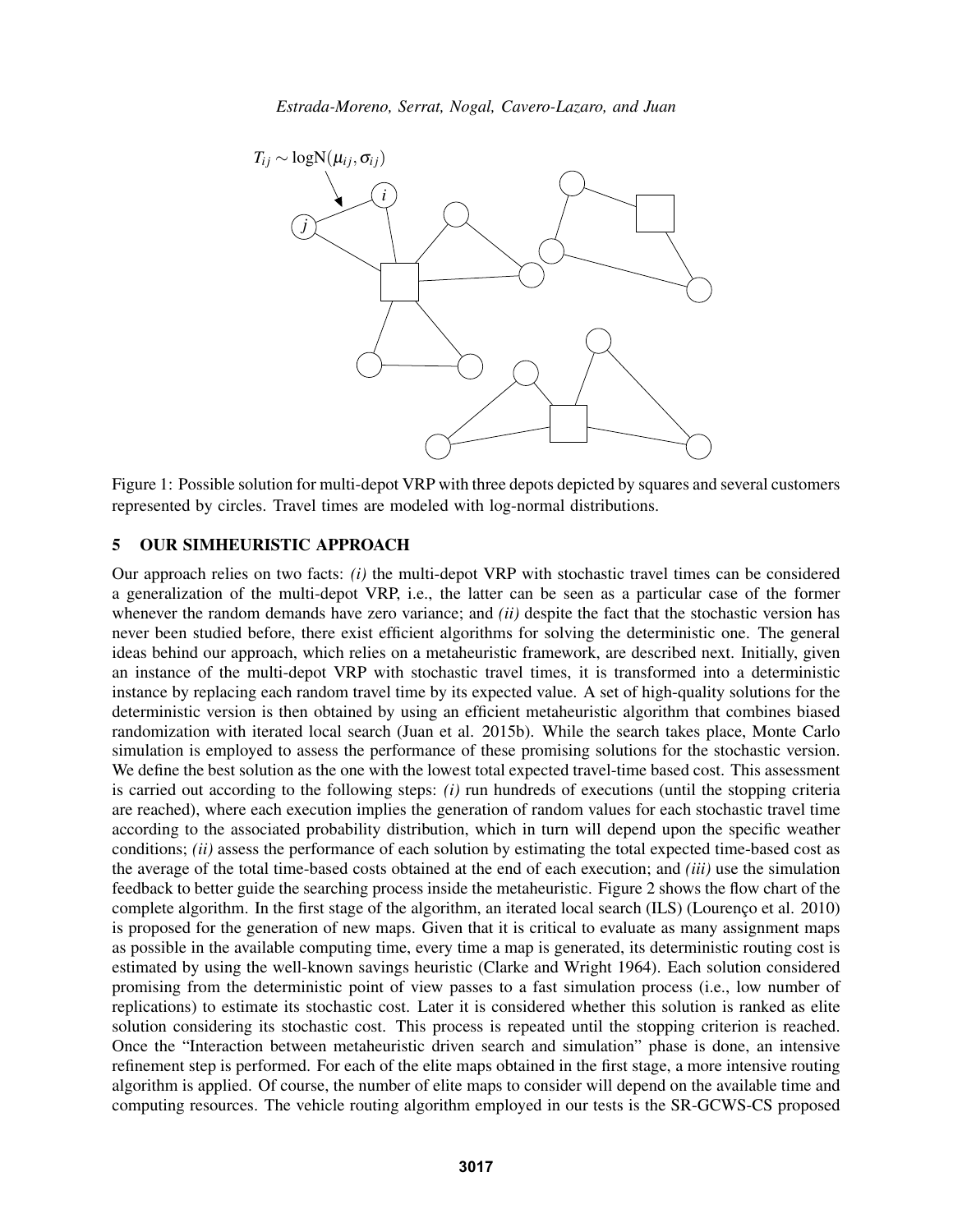$T_{ij} \sim \text{logN}(\mu_{ij}, \sigma_{ij})$

Figure 1: Possible solution for multi-depot VRP with three depots depicted by squares and several customers represented by circles. Travel times are modeled with log-normal distributions.

## 5 OUR SIMHEURISTIC APPROACH

Our approach relies on two facts: *(i)* the multi-depot VRP with stochastic travel times can be considered a generalization of the multi-depot VRP, i.e., the latter can be seen as a particular case of the former whenever the random demands have zero variance; and *(ii)* despite the fact that the stochastic version has never been studied before, there exist efficient algorithms for solving the deterministic one. The general ideas behind our approach, which relies on a metaheuristic framework, are described next. Initially, given an instance of the multi-depot VRP with stochastic travel times, it is transformed into a deterministic instance by replacing each random travel time by its expected value. A set of high-quality solutions for the deterministic version is then obtained by using an efficient metaheuristic algorithm that combines biased randomization with iterated local search (Juan et al. 2015b). While the search takes place, Monte Carlo simulation is employed to assess the performance of these promising solutions for the stochastic version. We define the best solution as the one with the lowest total expected travel-time based cost. This assessment is carried out according to the following steps: *(i)* run hundreds of executions (until the stopping criteria are reached), where each execution implies the generation of random values for each stochastic travel time according to the associated probability distribution, which in turn will depend upon the specific weather conditions; *(ii)* assess the performance of each solution by estimating the total expected time-based cost as the average of the total time-based costs obtained at the end of each execution; and *(iii)* use the simulation feedback to better guide the searching process inside the metaheuristic. Figure 2 shows the flow chart of the complete algorithm. In the first stage of the algorithm, an iterated local search (ILS) (Lourenço et al. 2010) is proposed for the generation of new maps. Given that it is critical to evaluate as many assignment maps as possible in the available computing time, every time a map is generated, its deterministic routing cost is estimated by using the well-known savings heuristic (Clarke and Wright 1964). Each solution considered promising from the deterministic point of view passes to a fast simulation process (i.e., low number of replications) to estimate its stochastic cost. Later it is considered whether this solution is ranked as elite solution considering its stochastic cost. This process is repeated until the stopping criterion is reached. Once the "Interaction between metaheuristic driven search and simulation" phase is done, an intensive refinement step is performed. For each of the elite maps obtained in the first stage, a more intensive routing algorithm is applied. Of course, the number of elite maps to consider will depend on the available time and computing resources. The vehicle routing algorithm employed in our tests is the SR-GCWS-CS proposed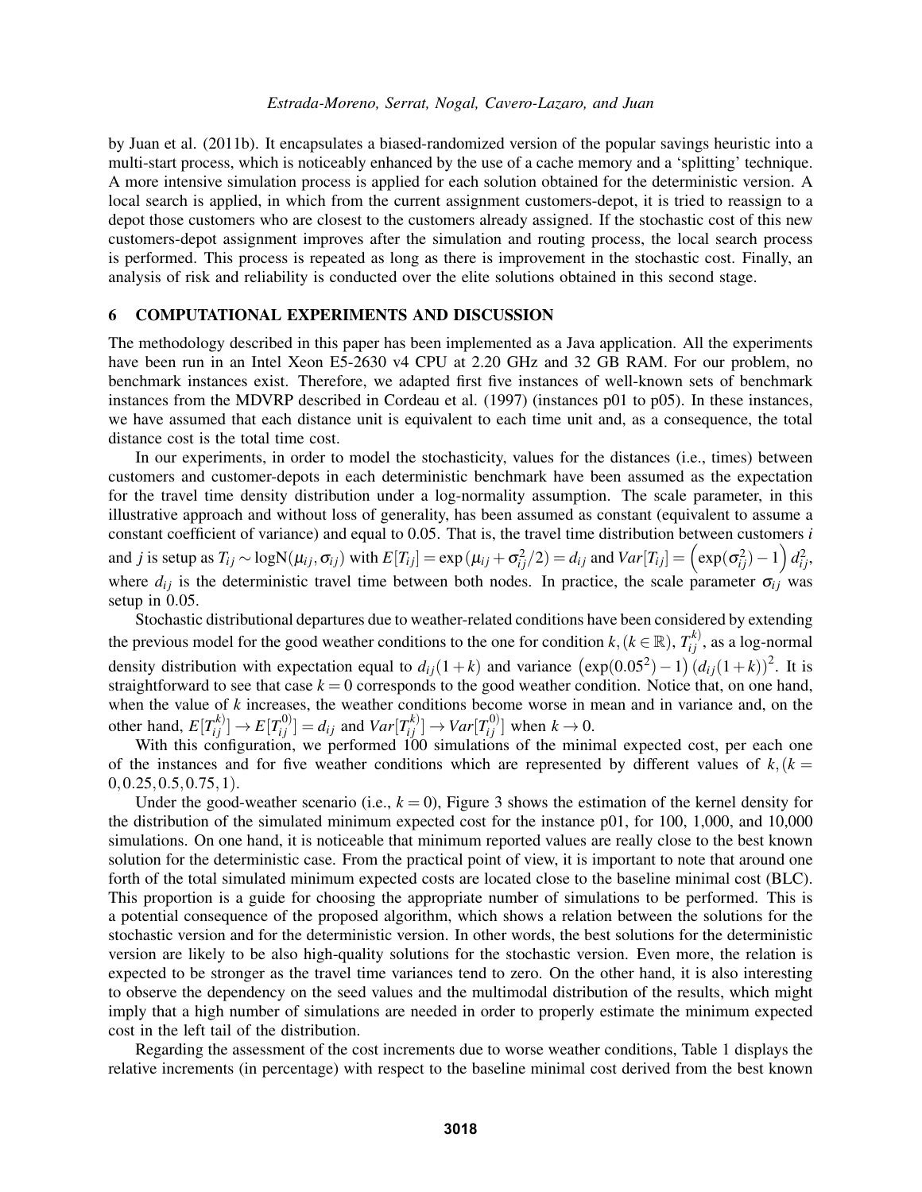by Juan et al. (2011b). It encapsulates a biased-randomized version of the popular savings heuristic into a multi-start process, which is noticeably enhanced by the use of a cache memory and a 'splitting' technique. A more intensive simulation process is applied for each solution obtained for the deterministic version. A local search is applied, in which from the current assignment customers-depot, it is tried to reassign to a depot those customers who are closest to the customers already assigned. If the stochastic cost of this new customers-depot assignment improves after the simulation and routing process, the local search process is performed. This process is repeated as long as there is improvement in the stochastic cost. Finally, an analysis of risk and reliability is conducted over the elite solutions obtained in this second stage.

## 6 COMPUTATIONAL EXPERIMENTS AND DISCUSSION

The methodology described in this paper has been implemented as a Java application. All the experiments have been run in an Intel Xeon E5-2630 v4 CPU at 2.20 GHz and 32 GB RAM. For our problem, no benchmark instances exist. Therefore, we adapted first five instances of well-known sets of benchmark instances from the MDVRP described in Cordeau et al. (1997) (instances p01 to p05). In these instances, we have assumed that each distance unit is equivalent to each time unit and, as a consequence, the total distance cost is the total time cost.

In our experiments, in order to model the stochasticity, values for the distances (i.e., times) between customers and customer-depots in each deterministic benchmark have been assumed as the expectation for the travel time density distribution under a log-normality assumption. The scale parameter, in this illustrative approach and without loss of generality, has been assumed as constant (equivalent to assume a constant coefficient of variance) and equal to 0.05. That is, the travel time distribution between customers $i$ and $j$ is setup as $T_{ij} \sim \log\mathrm{N}(\mu_{ij}, \sigma_{ij})$ with $E[T_{ij}] = \exp(\mu_{ij} + \sigma_{ij}^2/2) = d_{ij}$ and $Var[T_{ij}] = \left(\exp(\sigma_{ij}^2) - 1\right) d_{ij}^2$, where $d_{ij}$ is the deterministic travel time between both nodes. In practice, the scale parameter $\sigma_{ij}$ was setup in 0.05.

Stochastic distributional departures due to weather-related conditions have been considered by extending the previous model for the good weather conditions to the one for condition $k, (k \in \mathbb{R})$, $T_{ij}^{k)}$, as a log-normal density distribution with expectation equal to $d_{ij}(1+k)$ and variance $\left(\exp(0.05^2) - 1\right)\left(d_{ij}(1+k)\right)^2$. It is straightforward to see that case $k = 0$ corresponds to the good weather condition. Notice that, on one hand, when the value of $k$ increases, the weather conditions become worse in mean and in variance and, on the other hand, $E[T_{ij}^{k)}] \to E[T_{ij}^{0)}] = d_{ij}$ and $Var[T_{ij}^{k)}] \to Var[T_{ij}^{0)}]$ when $k \to 0$.

With this configuration, we performed 100 simulations of the minimal expected cost, per each one of the instances and for five weather conditions which are represented by different values of $k, (k = 0, 0.25, 0.5, 0.75, 1)$.

Under the good-weather scenario (i.e., $k = 0$), Figure 3 shows the estimation of the kernel density for the distribution of the simulated minimum expected cost for the instance p01, for 100, 1,000, and 10,000 simulations. On one hand, it is noticeable that minimum reported values are really close to the best known solution for the deterministic case. From the practical point of view, it is important to note that around one forth of the total simulated minimum expected costs are located close to the baseline minimal cost (BLC). This proportion is a guide for choosing the appropriate number of simulations to be performed. This is a potential consequence of the proposed algorithm, which shows a relation between the solutions for the stochastic version and for the deterministic version. In other words, the best solutions for the deterministic version are likely to be also high-quality solutions for the stochastic version. Even more, the relation is expected to be stronger as the travel time variances tend to zero. On the other hand, it is also interesting to observe the dependency on the seed values and the multimodal distribution of the results, which might imply that a high number of simulations are needed in order to properly estimate the minimum expected cost in the left tail of the distribution.

Regarding the assessment of the cost increments due to worse weather conditions, Table 1 displays the relative increments (in percentage) with respect to the baseline minimal cost derived from the best known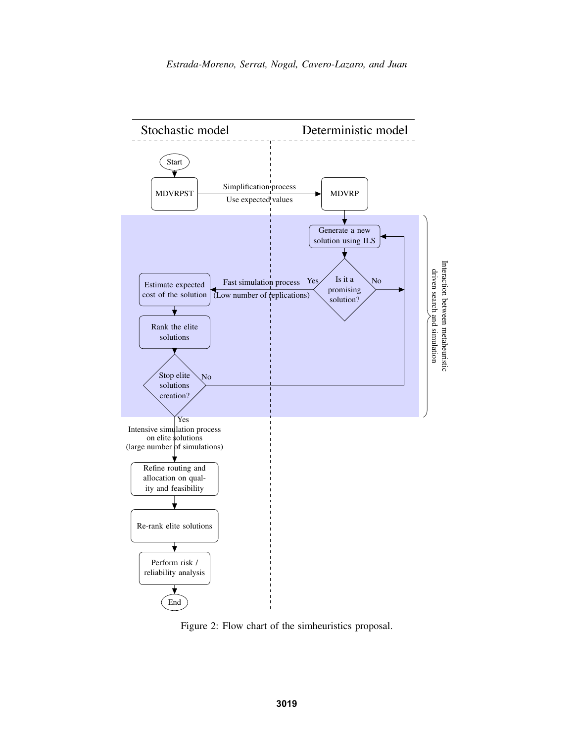Stochastic model | Deterministic model

- Start
- MDVRPST → (Simplification process / Use expected values) → MDVRP
- Generate a new solution using ILS
- Is it a promising solution?
  - No → Generate a new solution using ILS
  - Yes → Fast simulation process (Low number of replications) → Estimate expected cost of the solution
- Rank the elite solutions
- Stop elite solutions creation?
  - No → Generate a new solution using ILS
  - Yes → Intensive simulation process on elite solutions (large number of simulations)
- Refine routing and allocation on quality and feasibility
- Re-rank elite solutions
- Perform risk / reliability analysis
- End

Interaction between metaheuristic driven search and simulation

Figure 2: Flow chart of the simheuristics proposal.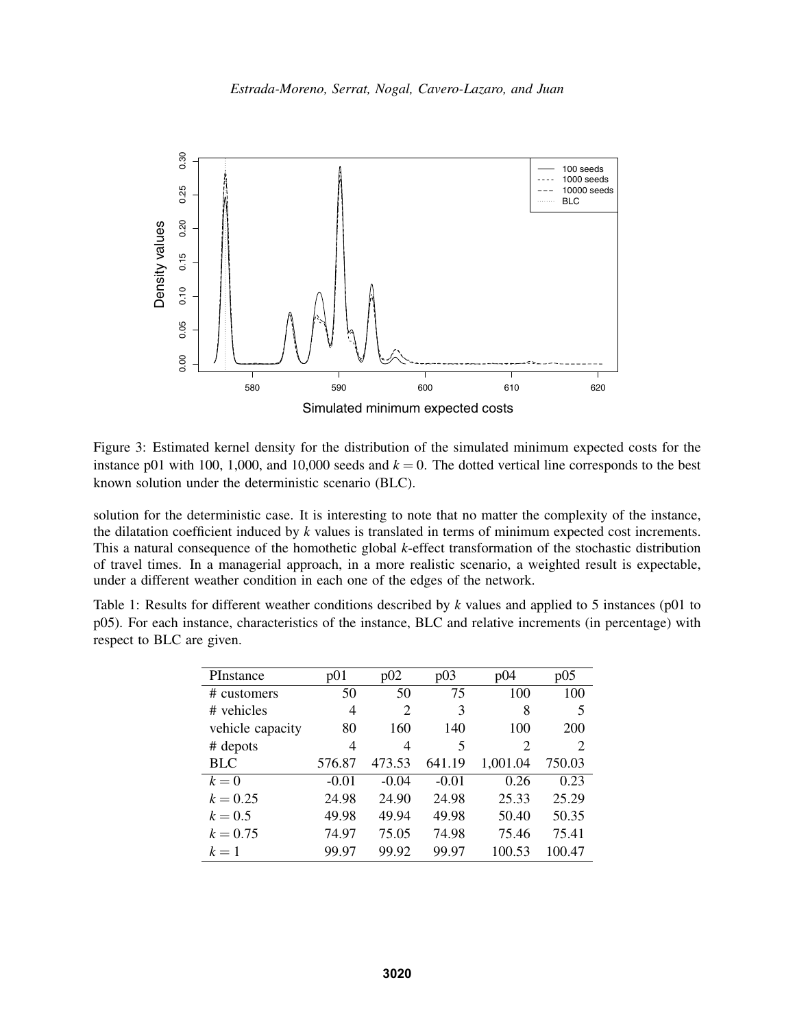Figure 3: Estimated kernel density for the distribution of the simulated minimum expected costs for the instance p01 with 100, 1,000, and 10,000 seeds and $k = 0$. The dotted vertical line corresponds to the best known solution under the deterministic scenario (BLC).

solution for the deterministic case. It is interesting to note that no matter the complexity of the instance, the dilatation coefficient induced by $k$ values is translated in terms of minimum expected cost increments. This a natural consequence of the homothetic global $k$-effect transformation of the stochastic distribution of travel times. In a managerial approach, in a more realistic scenario, a weighted result is expectable, under a different weather condition in each one of the edges of the network.

Table 1: Results for different weather conditions described by $k$ values and applied to 5 instances (p01 to p05). For each instance, characteristics of the instance, BLC and relative increments (in percentage) with respect to BLC are given.

| PInstance | p01 | p02 | p03 | p04 | p05 |
|---|---|---|---|---|---|
| # customers | 50 | 50 | 75 | 100 | 100 |
| # vehicles | 4 | 2 | 3 | 8 | 5 |
| vehicle capacity | 80 | 160 | 140 | 100 | 200 |
| # depots | 4 | 4 | 5 | 2 | 2 |
| BLC | 576.87 | 473.53 | 641.19 | 1,001.04 | 750.03 |
| $k = 0$ | -0.01 | -0.04 | -0.01 | 0.26 | 0.23 |
| $k = 0.25$ | 24.98 | 24.90 | 24.98 | 25.33 | 25.29 |
| $k = 0.5$ | 49.98 | 49.94 | 49.98 | 50.40 | 50.35 |
| $k = 0.75$ | 74.97 | 75.05 | 74.98 | 75.46 | 75.41 |
| $k = 1$ | 99.97 | 99.92 | 99.97 | 100.53 | 100.47 |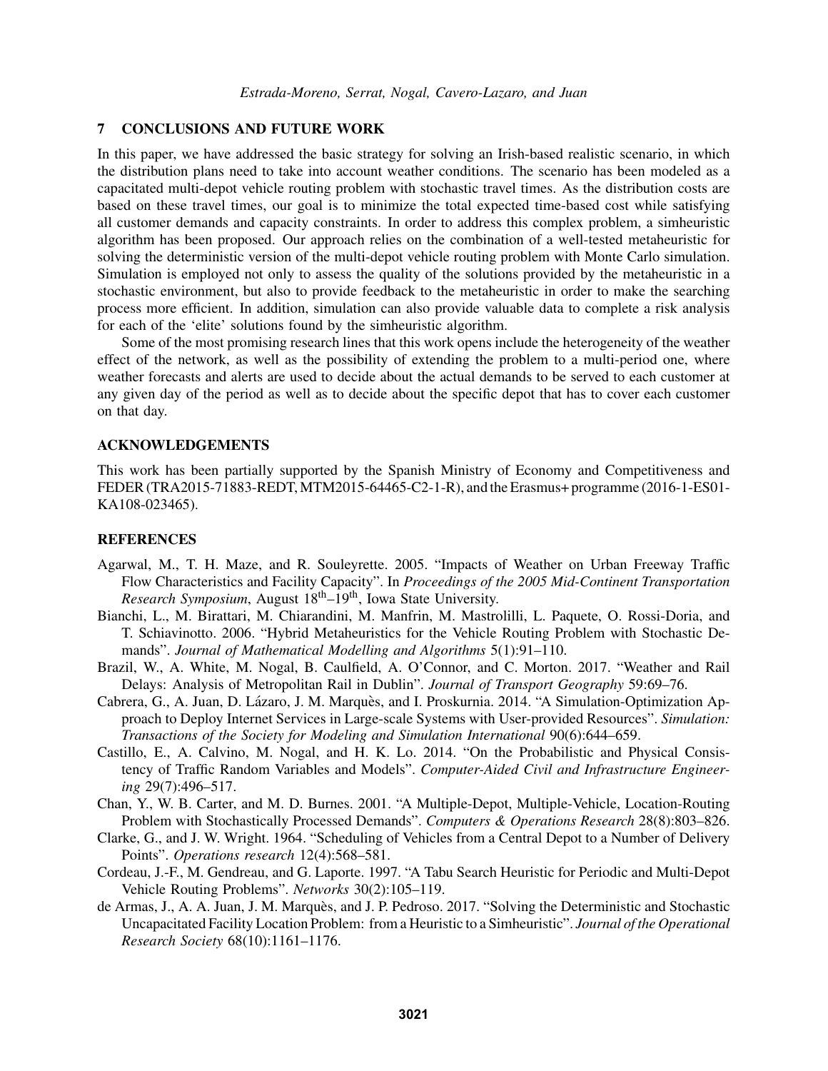## 7 CONCLUSIONS AND FUTURE WORK

In this paper, we have addressed the basic strategy for solving an Irish-based realistic scenario, in which the distribution plans need to take into account weather conditions. The scenario has been modeled as a capacitated multi-depot vehicle routing problem with stochastic travel times. As the distribution costs are based on these travel times, our goal is to minimize the total expected time-based cost while satisfying all customer demands and capacity constraints. In order to address this complex problem, a simheuristic algorithm has been proposed. Our approach relies on the combination of a well-tested metaheuristic for solving the deterministic version of the multi-depot vehicle routing problem with Monte Carlo simulation. Simulation is employed not only to assess the quality of the solutions provided by the metaheuristic in a stochastic environment, but also to provide feedback to the metaheuristic in order to make the searching process more efficient. In addition, simulation can also provide valuable data to complete a risk analysis for each of the 'elite' solutions found by the simheuristic algorithm.

Some of the most promising research lines that this work opens include the heterogeneity of the weather effect of the network, as well as the possibility of extending the problem to a multi-period one, where weather forecasts and alerts are used to decide about the actual demands to be served to each customer at any given day of the period as well as to decide about the specific depot that has to cover each customer on that day.

## ACKNOWLEDGEMENTS

This work has been partially supported by the Spanish Ministry of Economy and Competitiveness and FEDER (TRA2015-71883-REDT, MTM2015-64465-C2-1-R), and the Erasmus+ programme (2016-1-ES01-KA108-023465).

## REFERENCES

Agarwal, M., T. H. Maze, and R. Souleyrette. 2005. "Impacts of Weather on Urban Freeway Traffic Flow Characteristics and Facility Capacity". In *Proceedings of the 2005 Mid-Continent Transportation Research Symposium*, August 18th–19th, Iowa State University.

Bianchi, L., M. Birattari, M. Chiarandini, M. Manfrin, M. Mastrolilli, L. Paquete, O. Rossi-Doria, and T. Schiavinotto. 2006. "Hybrid Metaheuristics for the Vehicle Routing Problem with Stochastic Demands". *Journal of Mathematical Modelling and Algorithms* 5(1):91–110.

Brazil, W., A. White, M. Nogal, B. Caulfield, A. O'Connor, and C. Morton. 2017. "Weather and Rail Delays: Analysis of Metropolitan Rail in Dublin". *Journal of Transport Geography* 59:69–76.

Cabrera, G., A. Juan, D. Lázaro, J. M. Marquès, and I. Proskurnia. 2014. "A Simulation-Optimization Approach to Deploy Internet Services in Large-scale Systems with User-provided Resources". *Simulation: Transactions of the Society for Modeling and Simulation International* 90(6):644–659.

Castillo, E., A. Calvino, M. Nogal, and H. K. Lo. 2014. "On the Probabilistic and Physical Consistency of Traffic Random Variables and Models". *Computer-Aided Civil and Infrastructure Engineering* 29(7):496–517.

Chan, Y., W. B. Carter, and M. D. Burnes. 2001. "A Multiple-Depot, Multiple-Vehicle, Location-Routing Problem with Stochastically Processed Demands". *Computers & Operations Research* 28(8):803–826.

Clarke, G., and J. W. Wright. 1964. "Scheduling of Vehicles from a Central Depot to a Number of Delivery Points". *Operations research* 12(4):568–581.

Cordeau, J.-F., M. Gendreau, and G. Laporte. 1997. "A Tabu Search Heuristic for Periodic and Multi-Depot Vehicle Routing Problems". *Networks* 30(2):105–119.

de Armas, J., A. A. Juan, J. M. Marquès, and J. P. Pedroso. 2017. "Solving the Deterministic and Stochastic Uncapacitated Facility Location Problem: from a Heuristic to a Simheuristic". *Journal of the Operational Research Society* 68(10):1161–1176.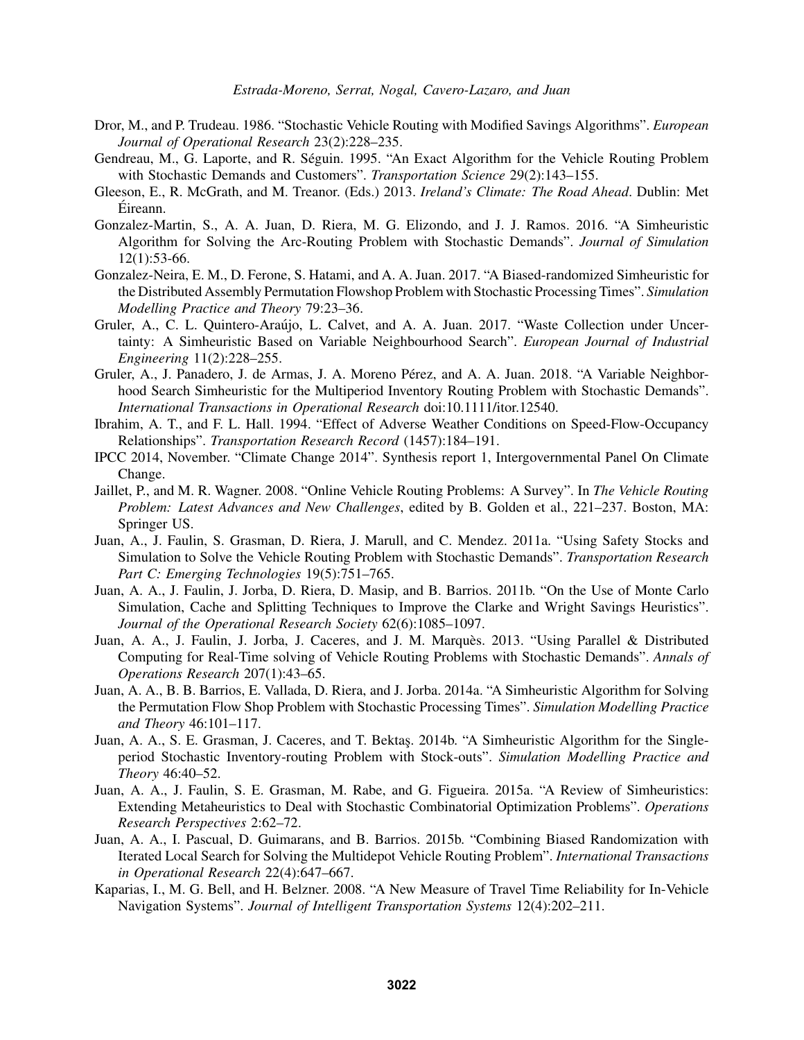Dror, M., and P. Trudeau. 1986. "Stochastic Vehicle Routing with Modified Savings Algorithms". *European Journal of Operational Research* 23(2):228–235.

Gendreau, M., G. Laporte, and R. Séguin. 1995. "An Exact Algorithm for the Vehicle Routing Problem with Stochastic Demands and Customers". *Transportation Science* 29(2):143–155.

Gleeson, E., R. McGrath, and M. Treanor. (Eds.) 2013. *Ireland's Climate: The Road Ahead*. Dublin: Met Éireann.

Gonzalez-Martin, S., A. A. Juan, D. Riera, M. G. Elizondo, and J. J. Ramos. 2016. "A Simheuristic Algorithm for Solving the Arc-Routing Problem with Stochastic Demands". *Journal of Simulation* 12(1):53-66.

Gonzalez-Neira, E. M., D. Ferone, S. Hatami, and A. A. Juan. 2017. "A Biased-randomized Simheuristic for the Distributed Assembly Permutation Flowshop Problem with Stochastic Processing Times". *Simulation Modelling Practice and Theory* 79:23–36.

Gruler, A., C. L. Quintero-Araújo, L. Calvet, and A. A. Juan. 2017. "Waste Collection under Uncertainty: A Simheuristic Based on Variable Neighbourhood Search". *European Journal of Industrial Engineering* 11(2):228–255.

Gruler, A., J. Panadero, J. de Armas, J. A. Moreno Pérez, and A. A. Juan. 2018. "A Variable Neighborhood Search Simheuristic for the Multiperiod Inventory Routing Problem with Stochastic Demands". *International Transactions in Operational Research* doi:10.1111/itor.12540.

Ibrahim, A. T., and F. L. Hall. 1994. "Effect of Adverse Weather Conditions on Speed-Flow-Occupancy Relationships". *Transportation Research Record* (1457):184–191.

IPCC 2014, November. "Climate Change 2014". Synthesis report 1, Intergovernmental Panel On Climate Change.

Jaillet, P., and M. R. Wagner. 2008. "Online Vehicle Routing Problems: A Survey". In *The Vehicle Routing Problem: Latest Advances and New Challenges*, edited by B. Golden et al., 221–237. Boston, MA: Springer US.

Juan, A., J. Faulin, S. Grasman, D. Riera, J. Marull, and C. Mendez. 2011a. "Using Safety Stocks and Simulation to Solve the Vehicle Routing Problem with Stochastic Demands". *Transportation Research Part C: Emerging Technologies* 19(5):751–765.

Juan, A. A., J. Faulin, J. Jorba, D. Riera, D. Masip, and B. Barrios. 2011b. "On the Use of Monte Carlo Simulation, Cache and Splitting Techniques to Improve the Clarke and Wright Savings Heuristics". *Journal of the Operational Research Society* 62(6):1085–1097.

Juan, A. A., J. Faulin, J. Jorba, J. Caceres, and J. M. Marquès. 2013. "Using Parallel & Distributed Computing for Real-Time solving of Vehicle Routing Problems with Stochastic Demands". *Annals of Operations Research* 207(1):43–65.

Juan, A. A., B. B. Barrios, E. Vallada, D. Riera, and J. Jorba. 2014a. "A Simheuristic Algorithm for Solving the Permutation Flow Shop Problem with Stochastic Processing Times". *Simulation Modelling Practice and Theory* 46:101–117.

Juan, A. A., S. E. Grasman, J. Caceres, and T. Bektaş. 2014b. "A Simheuristic Algorithm for the Single-period Stochastic Inventory-routing Problem with Stock-outs". *Simulation Modelling Practice and Theory* 46:40–52.

Juan, A. A., J. Faulin, S. E. Grasman, M. Rabe, and G. Figueira. 2015a. "A Review of Simheuristics: Extending Metaheuristics to Deal with Stochastic Combinatorial Optimization Problems". *Operations Research Perspectives* 2:62–72.

Juan, A. A., I. Pascual, D. Guimarans, and B. Barrios. 2015b. "Combining Biased Randomization with Iterated Local Search for Solving the Multidepot Vehicle Routing Problem". *International Transactions in Operational Research* 22(4):647–667.

Kaparias, I., M. G. Bell, and H. Belzner. 2008. "A New Measure of Travel Time Reliability for In-Vehicle Navigation Systems". *Journal of Intelligent Transportation Systems* 12(4):202–211.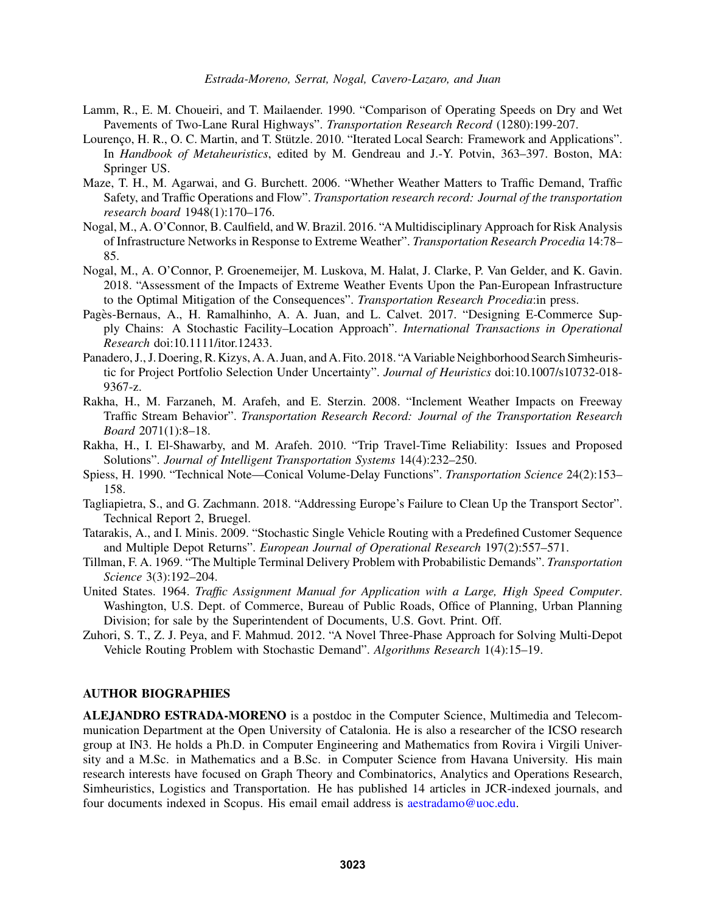Lamm, R., E. M. Choueiri, and T. Mailaender. 1990. "Comparison of Operating Speeds on Dry and Wet Pavements of Two-Lane Rural Highways". *Transportation Research Record* (1280):199-207.

Lourenço, H. R., O. C. Martin, and T. Stützle. 2010. "Iterated Local Search: Framework and Applications". In *Handbook of Metaheuristics*, edited by M. Gendreau and J.-Y. Potvin, 363–397. Boston, MA: Springer US.

Maze, T. H., M. Agarwai, and G. Burchett. 2006. "Whether Weather Matters to Traffic Demand, Traffic Safety, and Traffic Operations and Flow". *Transportation research record: Journal of the transportation research board* 1948(1):170–176.

Nogal, M., A. O'Connor, B. Caulfield, and W. Brazil. 2016. "A Multidisciplinary Approach for Risk Analysis of Infrastructure Networks in Response to Extreme Weather". *Transportation Research Procedia* 14:78–85.

Nogal, M., A. O'Connor, P. Groenemeijer, M. Luskova, M. Halat, J. Clarke, P. Van Gelder, and K. Gavin. 2018. "Assessment of the Impacts of Extreme Weather Events Upon the Pan-European Infrastructure to the Optimal Mitigation of the Consequences". *Transportation Research Procedia*:in press.

Pagès-Bernaus, A., H. Ramalhinho, A. A. Juan, and L. Calvet. 2017. "Designing E-Commerce Supply Chains: A Stochastic Facility–Location Approach". *International Transactions in Operational Research* doi:10.1111/itor.12433.

Panadero, J., J. Doering, R. Kizys, A. A. Juan, and A. Fito. 2018. "A Variable Neighborhood Search Simheuristic for Project Portfolio Selection Under Uncertainty". *Journal of Heuristics* doi:10.1007/s10732-018-9367-z.

Rakha, H., M. Farzaneh, M. Arafeh, and E. Sterzin. 2008. "Inclement Weather Impacts on Freeway Traffic Stream Behavior". *Transportation Research Record: Journal of the Transportation Research Board* 2071(1):8–18.

Rakha, H., I. El-Shawarby, and M. Arafeh. 2010. "Trip Travel-Time Reliability: Issues and Proposed Solutions". *Journal of Intelligent Transportation Systems* 14(4):232–250.

Spiess, H. 1990. "Technical Note—Conical Volume-Delay Functions". *Transportation Science* 24(2):153–158.

Tagliapietra, S., and G. Zachmann. 2018. "Addressing Europe's Failure to Clean Up the Transport Sector". Technical Report 2, Bruegel.

Tatarakis, A., and I. Minis. 2009. "Stochastic Single Vehicle Routing with a Predefined Customer Sequence and Multiple Depot Returns". *European Journal of Operational Research* 197(2):557–571.

Tillman, F. A. 1969. "The Multiple Terminal Delivery Problem with Probabilistic Demands". *Transportation Science* 3(3):192–204.

United States. 1964. *Traffic Assignment Manual for Application with a Large, High Speed Computer*. Washington, U.S. Dept. of Commerce, Bureau of Public Roads, Office of Planning, Urban Planning Division; for sale by the Superintendent of Documents, U.S. Govt. Print. Off.

Zuhori, S. T., Z. J. Peya, and F. Mahmud. 2012. "A Novel Three-Phase Approach for Solving Multi-Depot Vehicle Routing Problem with Stochastic Demand". *Algorithms Research* 1(4):15–19.

## AUTHOR BIOGRAPHIES

**ALEJANDRO ESTRADA-MORENO** is a postdoc in the Computer Science, Multimedia and Telecommunication Department at the Open University of Catalonia. He is also a researcher of the ICSO research group at IN3. He holds a Ph.D. in Computer Engineering and Mathematics from Rovira i Virgili University and a M.Sc. in Mathematics and a B.Sc. in Computer Science from Havana University. His main research interests have focused on Graph Theory and Combinatorics, Analytics and Operations Research, Simheuristics, Logistics and Transportation. He has published 14 articles in JCR-indexed journals, and four documents indexed in Scopus. His email email address is aestradamo@uoc.edu.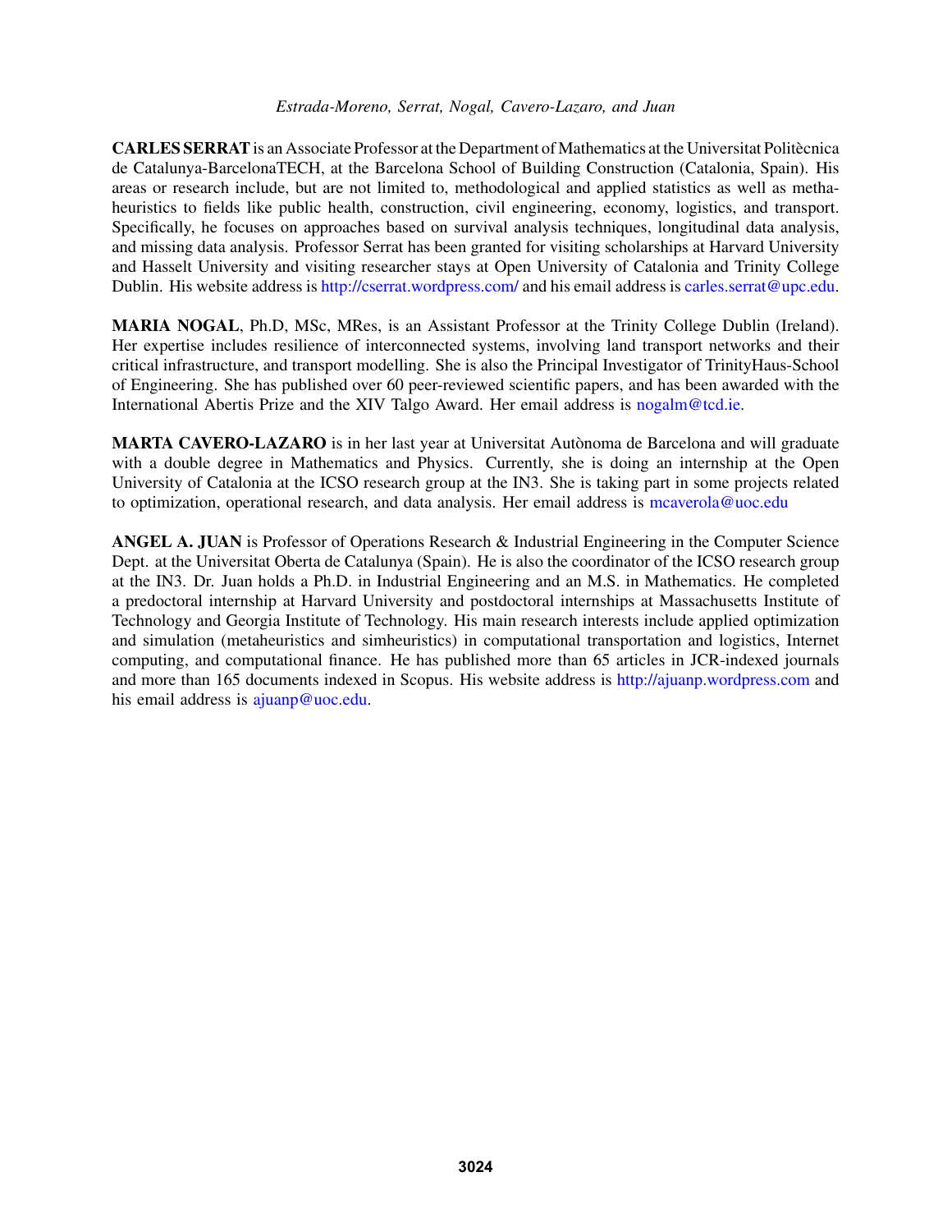**CARLES SERRAT** is an Associate Professor at the Department of Mathematics at the Universitat Politècnica de Catalunya-BarcelonaTECH, at the Barcelona School of Building Construction (Catalonia, Spain). His areas or research include, but are not limited to, methodological and applied statistics as well as methaheuristics to fields like public health, construction, civil engineering, economy, logistics, and transport. Specifically, he focuses on approaches based on survival analysis techniques, longitudinal data analysis, and missing data analysis. Professor Serrat has been granted for visiting scholarships at Harvard University and Hasselt University and visiting researcher stays at Open University of Catalonia and Trinity College Dublin. His website address is http://cserrat.wordpress.com/ and his email address is carles.serrat@upc.edu.

**MARIA NOGAL**, Ph.D, MSc, MRes, is an Assistant Professor at the Trinity College Dublin (Ireland). Her expertise includes resilience of interconnected systems, involving land transport networks and their critical infrastructure, and transport modelling. She is also the Principal Investigator of TrinityHaus-School of Engineering. She has published over 60 peer-reviewed scientific papers, and has been awarded with the International Abertis Prize and the XIV Talgo Award. Her email address is nogalm@tcd.ie.

**MARTA CAVERO-LAZARO** is in her last year at Universitat Autònoma de Barcelona and will graduate with a double degree in Mathematics and Physics. Currently, she is doing an internship at the Open University of Catalonia at the ICSO research group at the IN3. She is taking part in some projects related to optimization, operational research, and data analysis. Her email address is mcaverola@uoc.edu

**ANGEL A. JUAN** is Professor of Operations Research & Industrial Engineering in the Computer Science Dept. at the Universitat Oberta de Catalunya (Spain). He is also the coordinator of the ICSO research group at the IN3. Dr. Juan holds a Ph.D. in Industrial Engineering and an M.S. in Mathematics. He completed a predoctoral internship at Harvard University and postdoctoral internships at Massachusetts Institute of Technology and Georgia Institute of Technology. His main research interests include applied optimization and simulation (metaheuristics and simheuristics) in computational transportation and logistics, Internet computing, and computational finance. He has published more than 65 articles in JCR-indexed journals and more than 165 documents indexed in Scopus. His website address is http://ajuanp.wordpress.com and his email address is ajuanp@uoc.edu.